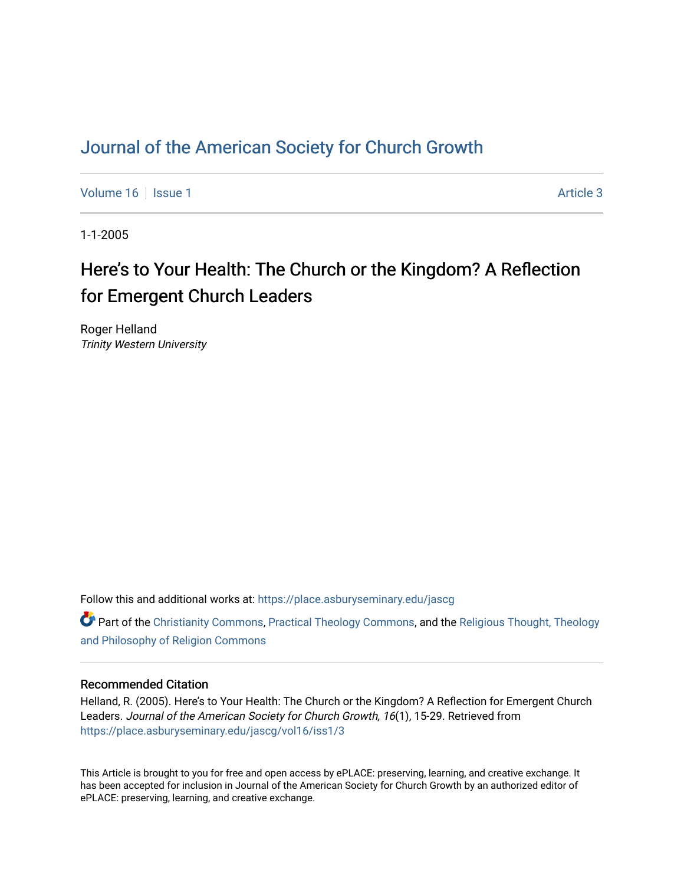# Journal of the American Society for Church Growth

Volume 16 | Issue 1 | Article 3

1-1-2005

## Here's to Your Health: The Church or the Kingdom? A Reflection for Emergent Church Leaders

Roger Helland
*Trinity Western University*

Follow this and additional works at: https://place.asburyseminary.edu/jascg

Part of the Christianity Commons, Practical Theology Commons, and the Religious Thought, Theology and Philosophy of Religion Commons

### Recommended Citation

Helland, R. (2005). Here's to Your Health: The Church or the Kingdom? A Reflection for Emergent Church Leaders. *Journal of the American Society for Church Growth, 16*(1), 15-29. Retrieved from https://place.asburyseminary.edu/jascg/vol16/iss1/3

This Article is brought to you for free and open access by ePLACE: preserving, learning, and creative exchange. It has been accepted for inclusion in Journal of the American Society for Church Growth by an authorized editor of ePLACE: preserving, learning, and creative exchange.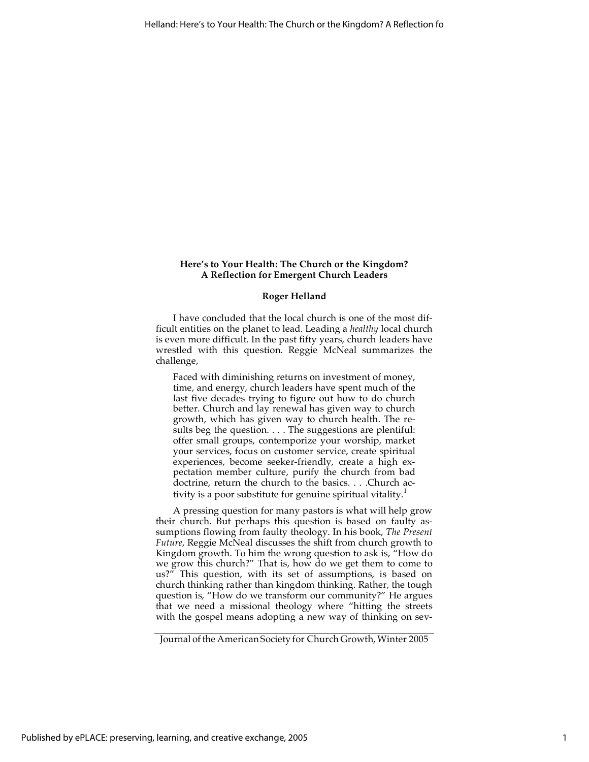**Here's to Your Health: The Church or the Kingdom?**
**A Reflection for Emergent Church Leaders**

**Roger Helland**

I have concluded that the local church is one of the most difficult entities on the planet to lead. Leading a *healthy* local church is even more difficult. In the past fifty years, church leaders have wrestled with this question. Reggie McNeal summarizes the challenge,

> Faced with diminishing returns on investment of money, time, and energy, church leaders have spent much of the last five decades trying to figure out how to do church better. Church and lay renewal has given way to church growth, which has given way to church health. The results beg the question. . . . The suggestions are plentiful: offer small groups, contemporize your worship, market your services, focus on customer service, create spiritual experiences, become seeker-friendly, create a high expectation member culture, purify the church from bad doctrine, return the church to the basics. . . .Church activity is a poor substitute for genuine spiritual vitality.[1]

A pressing question for many pastors is what will help grow their church. But perhaps this question is based on faulty assumptions flowing from faulty theology. In his book, *The Present Future*, Reggie McNeal discusses the shift from church growth to Kingdom growth. To him the wrong question to ask is, "How do we grow this church?" That is, how do we get them to come to us?" This question, with its set of assumptions, is based on church thinking rather than kingdom thinking. Rather, the tough question is, "How do we transform our community?" He argues that we need a missional theology where "hitting the streets with the gospel means adopting a new way of thinking on sev-

Journal of the American Society for Church Growth, Winter 2005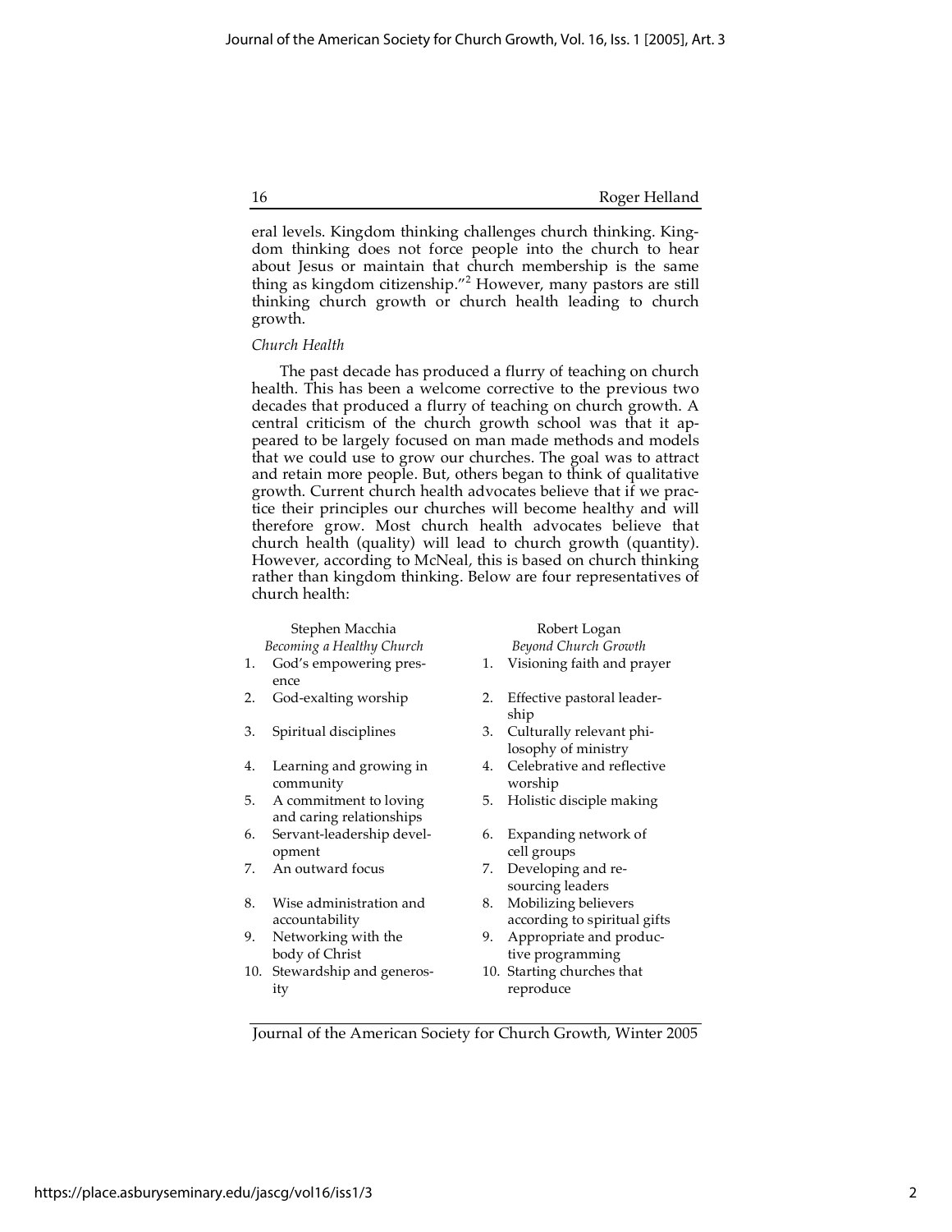eral levels. Kingdom thinking challenges church thinking. Kingdom thinking does not force people into the church to hear about Jesus or maintain that church membership is the same thing as kingdom citizenship."[2] However, many pastors are still thinking church growth or church health leading to church growth.

*Church Health*

The past decade has produced a flurry of teaching on church health. This has been a welcome corrective to the previous two decades that produced a flurry of teaching on church growth. A central criticism of the church growth school was that it appeared to be largely focused on man made methods and models that we could use to grow our churches. The goal was to attract and retain more people. But, others began to think of qualitative growth. Current church health advocates believe that if we practice their principles our churches will become healthy and will therefore grow. Most church health advocates believe that church health (quality) will lead to church growth (quantity). However, according to McNeal, this is based on church thinking rather than kingdom thinking. Below are four representatives of church health:

| | Stephen Macchia *Becoming a Healthy Church* | | Robert Logan *Beyond Church Growth* |
|---|---|---|---|
| 1. | God's empowering presence | 1. | Visioning faith and prayer |
| 2. | God-exalting worship | 2. | Effective pastoral leadership |
| 3. | Spiritual disciplines | 3. | Culturally relevant philosophy of ministry |
| 4. | Learning and growing in community | 4. | Celebrative and reflective worship |
| 5. | A commitment to loving and caring relationships | 5. | Holistic disciple making |
| 6. | Servant-leadership development | 6. | Expanding network of cell groups |
| 7. | An outward focus | 7. | Developing and resourcing leaders |
| 8. | Wise administration and accountability | 8. | Mobilizing believers according to spiritual gifts |
| 9. | Networking with the body of Christ | 9. | Appropriate and productive programming |
| 10. | Stewardship and generosity | 10. | Starting churches that reproduce |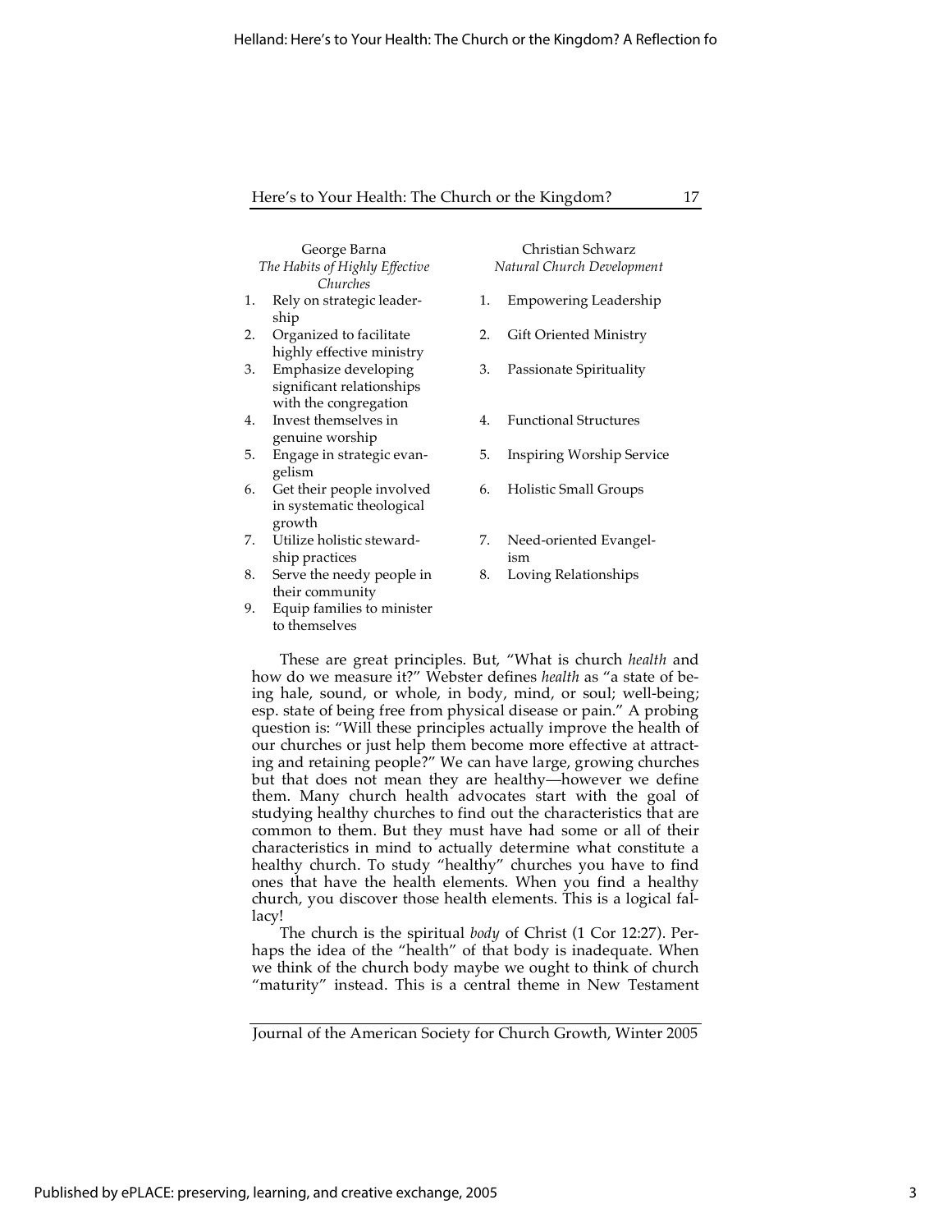| George Barna<br>*The Habits of Highly Effective Churches* | Christian Schwarz<br>*Natural Church Development* |
|---|---|
| 1. Rely on strategic leadership | 1. Empowering Leadership |
| 2. Organized to facilitate highly effective ministry | 2. Gift Oriented Ministry |
| 3. Emphasize developing significant relationships with the congregation | 3. Passionate Spirituality |
| 4. Invest themselves in genuine worship | 4. Functional Structures |
| 5. Engage in strategic evangelism | 5. Inspiring Worship Service |
| 6. Get their people involved in systematic theological growth | 6. Holistic Small Groups |
| 7. Utilize holistic stewardship practices | 7. Need-oriented Evangelism |
| 8. Serve the needy people in their community | 8. Loving Relationships |
| 9. Equip families to minister to themselves | |

These are great principles. But, "What is church *health* and how do we measure it?" Webster defines *health* as "a state of being hale, sound, or whole, in body, mind, or soul; well-being; esp. state of being free from physical disease or pain." A probing question is: "Will these principles actually improve the health of our churches or just help them become more effective at attracting and retaining people?" We can have large, growing churches but that does not mean they are healthy—however we define them. Many church health advocates start with the goal of studying healthy churches to find out the characteristics that are common to them. But they must have had some or all of their characteristics in mind to actually determine what constitute a healthy church. To study "healthy" churches you have to find ones that have the health elements. When you find a healthy church, you discover those health elements. This is a logical fallacy!

The church is the spiritual *body* of Christ (1 Cor 12:27). Perhaps the idea of the "health" of that body is inadequate. When we think of the church body maybe we ought to think of church "maturity" instead. This is a central theme in New Testament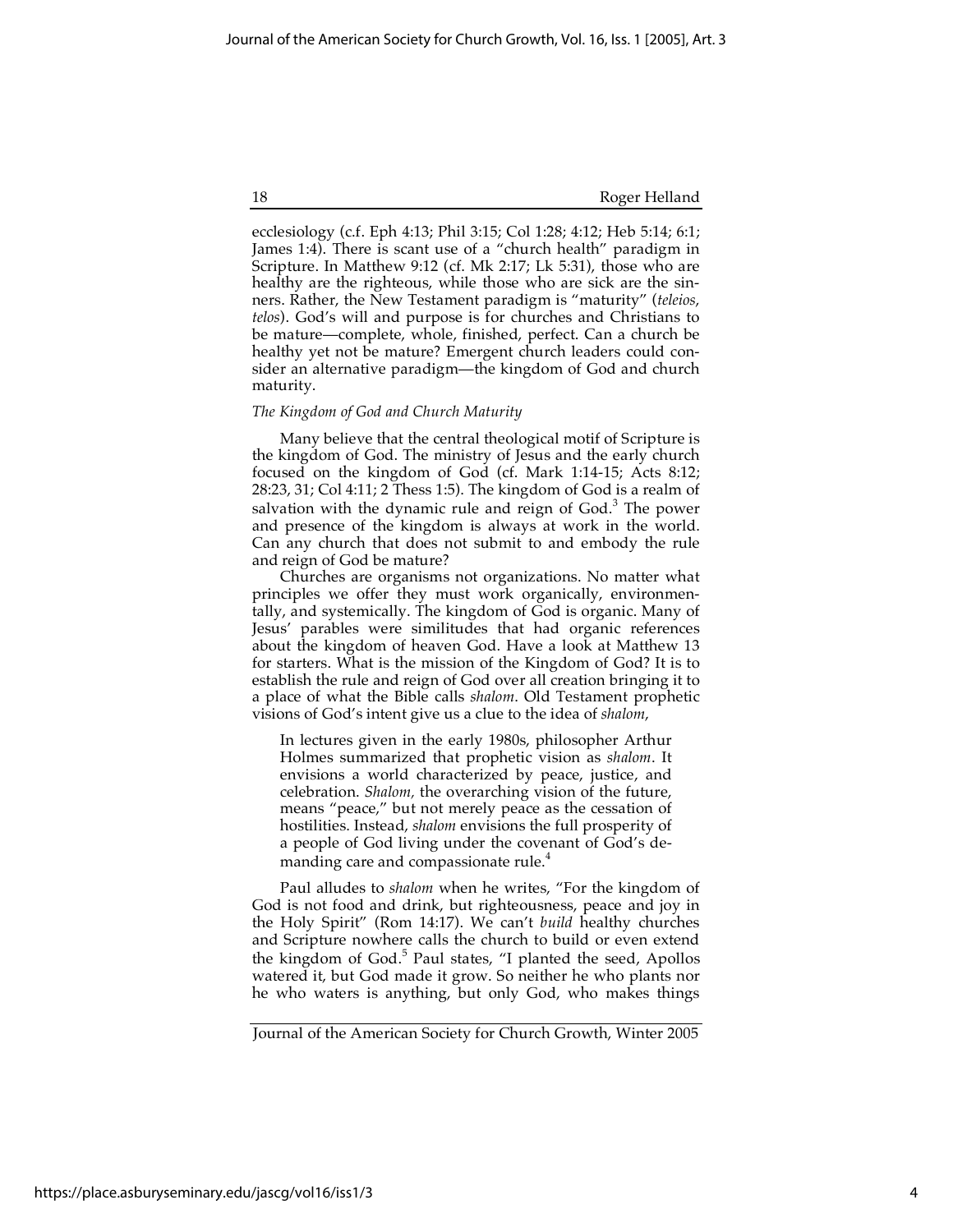ecclesiology (c.f. Eph 4:13; Phil 3:15; Col 1:28; 4:12; Heb 5:14; 6:1; James 1:4). There is scant use of a "church health" paradigm in Scripture. In Matthew 9:12 (cf. Mk 2:17; Lk 5:31), those who are healthy are the righteous, while those who are sick are the sinners. Rather, the New Testament paradigm is "maturity" (*teleios*, *telos*). God's will and purpose is for churches and Christians to be mature—complete, whole, finished, perfect. Can a church be healthy yet not be mature? Emergent church leaders could consider an alternative paradigm—the kingdom of God and church maturity.

*The Kingdom of God and Church Maturity*

Many believe that the central theological motif of Scripture is the kingdom of God. The ministry of Jesus and the early church focused on the kingdom of God (cf. Mark 1:14-15; Acts 8:12; 28:23, 31; Col 4:11; 2 Thess 1:5). The kingdom of God is a realm of salvation with the dynamic rule and reign of God.[3] The power and presence of the kingdom is always at work in the world. Can any church that does not submit to and embody the rule and reign of God be mature?

Churches are organisms not organizations. No matter what principles we offer they must work organically, environmentally, and systemically. The kingdom of God is organic. Many of Jesus' parables were similitudes that had organic references about the kingdom of heaven God. Have a look at Matthew 13 for starters. What is the mission of the Kingdom of God? It is to establish the rule and reign of God over all creation bringing it to a place of what the Bible calls *shalom*. Old Testament prophetic visions of God's intent give us a clue to the idea of *shalom*,

> In lectures given in the early 1980s, philosopher Arthur Holmes summarized that prophetic vision as *shalom*. It envisions a world characterized by peace, justice, and celebration. *Shalom,* the overarching vision of the future, means "peace," but not merely peace as the cessation of hostilities. Instead, *shalom* envisions the full prosperity of a people of God living under the covenant of God's demanding care and compassionate rule.[4]

Paul alludes to *shalom* when he writes, "For the kingdom of God is not food and drink, but righteousness, peace and joy in the Holy Spirit" (Rom 14:17). We can't *build* healthy churches and Scripture nowhere calls the church to build or even extend the kingdom of God.[5] Paul states, "I planted the seed, Apollos watered it, but God made it grow. So neither he who plants nor he who waters is anything, but only God, who makes things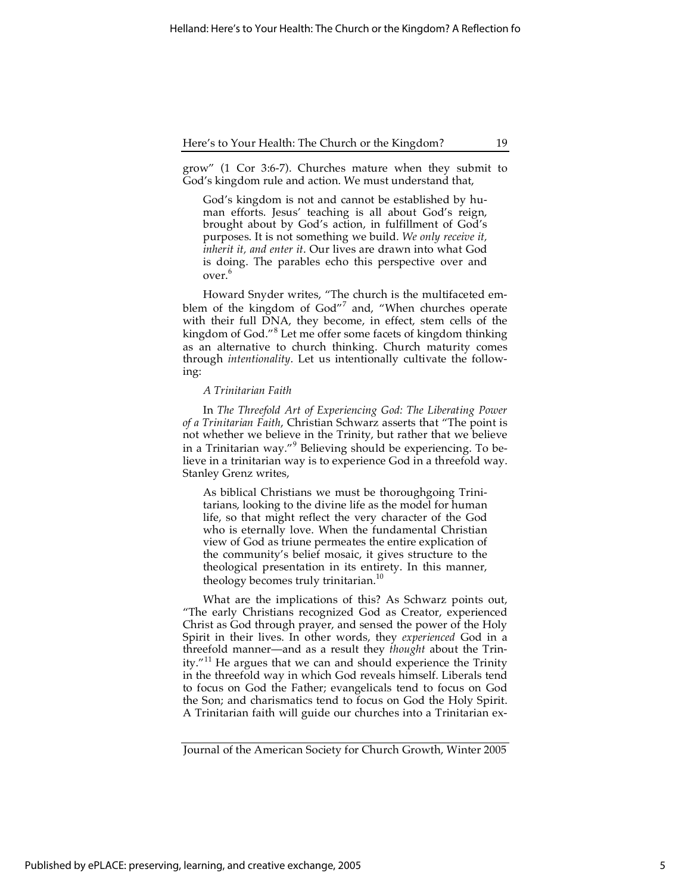grow" (1 Cor 3:6-7). Churches mature when they submit to God's kingdom rule and action. We must understand that,

> God's kingdom is not and cannot be established by human efforts. Jesus' teaching is all about God's reign, brought about by God's action, in fulfillment of God's purposes. It is not something we build. *We only receive it, inherit it, and enter it*. Our lives are drawn into what God is doing. The parables echo this perspective over and over.[6]

Howard Snyder writes, "The church is the multifaceted emblem of the kingdom of God"[7] and, "When churches operate with their full DNA, they become, in effect, stem cells of the kingdom of God."[8] Let me offer some facets of kingdom thinking as an alternative to church thinking. Church maturity comes through *intentionality*. Let us intentionally cultivate the following:

*A Trinitarian Faith*

In *The Threefold Art of Experiencing God: The Liberating Power of a Trinitarian Faith*, Christian Schwarz asserts that "The point is not whether we believe in the Trinity, but rather that we believe in a Trinitarian way."[9] Believing should be experiencing. To believe in a trinitarian way is to experience God in a threefold way. Stanley Grenz writes,

> As biblical Christians we must be thoroughgoing Trinitarians, looking to the divine life as the model for human life, so that might reflect the very character of the God who is eternally love. When the fundamental Christian view of God as triune permeates the entire explication of the community's belief mosaic, it gives structure to the theological presentation in its entirety. In this manner, theology becomes truly trinitarian.[10]

What are the implications of this? As Schwarz points out, "The early Christians recognized God as Creator, experienced Christ as God through prayer, and sensed the power of the Holy Spirit in their lives. In other words, they *experienced* God in a threefold manner—and as a result they *thought* about the Trinity."[11] He argues that we can and should experience the Trinity in the threefold way in which God reveals himself. Liberals tend to focus on God the Father; evangelicals tend to focus on God the Son; and charismatics tend to focus on God the Holy Spirit. A Trinitarian faith will guide our churches into a Trinitarian ex-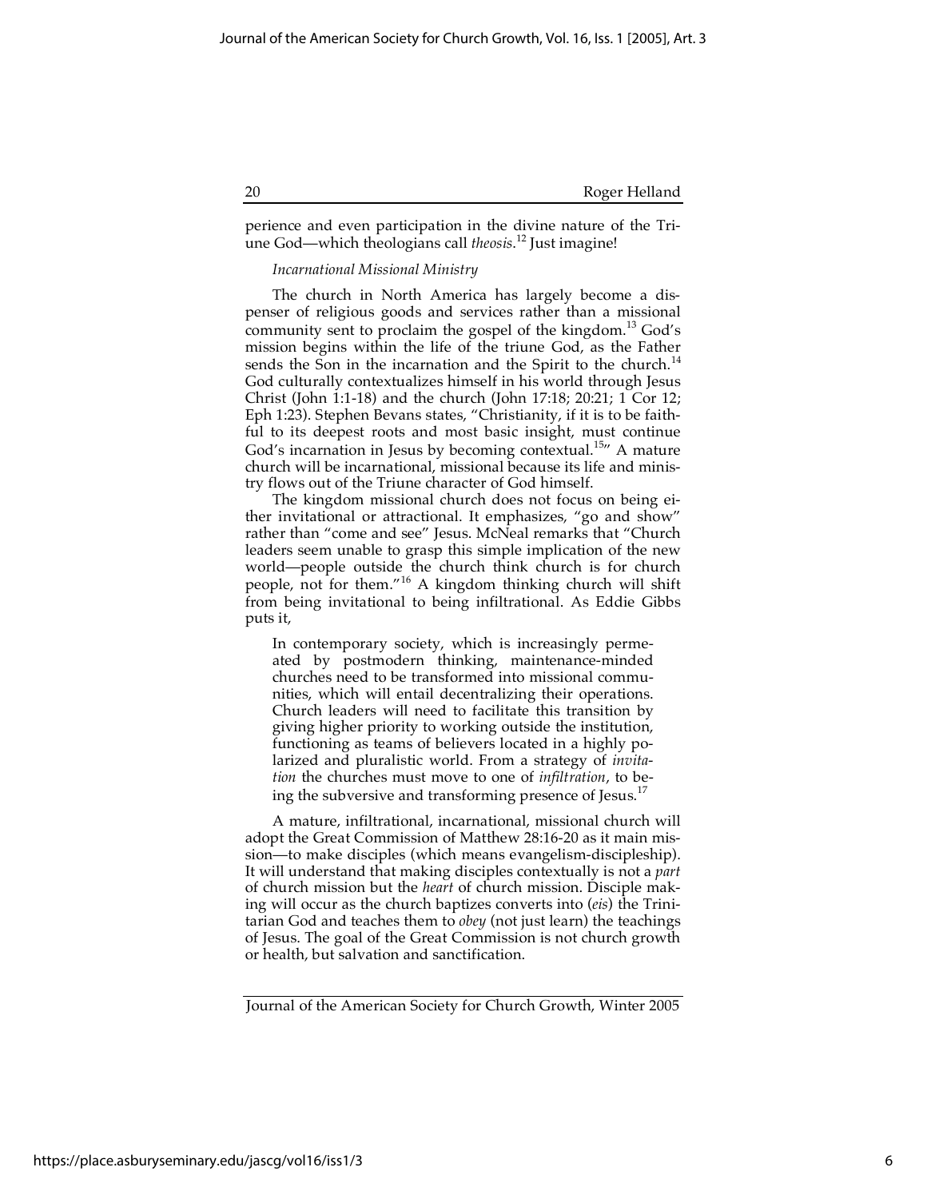perience and even participation in the divine nature of the Triune God—which theologians call *theosis*.[12] Just imagine!

*Incarnational Missional Ministry*

The church in North America has largely become a dispenser of religious goods and services rather than a missional community sent to proclaim the gospel of the kingdom.[13] God's mission begins within the life of the triune God, as the Father sends the Son in the incarnation and the Spirit to the church.[14] God culturally contextualizes himself in his world through Jesus Christ (John 1:1-18) and the church (John 17:18; 20:21; 1 Cor 12; Eph 1:23). Stephen Bevans states, "Christianity, if it is to be faithful to its deepest roots and most basic insight, must continue God's incarnation in Jesus by becoming contextual.[15]" A mature church will be incarnational, missional because its life and ministry flows out of the Triune character of God himself.

The kingdom missional church does not focus on being either invitational or attractional. It emphasizes, "go and show" rather than "come and see" Jesus. McNeal remarks that "Church leaders seem unable to grasp this simple implication of the new world—people outside the church think church is for church people, not for them."[16] A kingdom thinking church will shift from being invitational to being infiltrational. As Eddie Gibbs puts it,

> In contemporary society, which is increasingly permeated by postmodern thinking, maintenance-minded churches need to be transformed into missional communities, which will entail decentralizing their operations. Church leaders will need to facilitate this transition by giving higher priority to working outside the institution, functioning as teams of believers located in a highly polarized and pluralistic world. From a strategy of *invitation* the churches must move to one of *infiltration*, to being the subversive and transforming presence of Jesus.[17]

A mature, infiltrational, incarnational, missional church will adopt the Great Commission of Matthew 28:16-20 as it main mission—to make disciples (which means evangelism-discipleship). It will understand that making disciples contextually is not a *part* of church mission but the *heart* of church mission. Disciple making will occur as the church baptizes converts into (*eis*) the Trinitarian God and teaches them to *obey* (not just learn) the teachings of Jesus. The goal of the Great Commission is not church growth or health, but salvation and sanctification.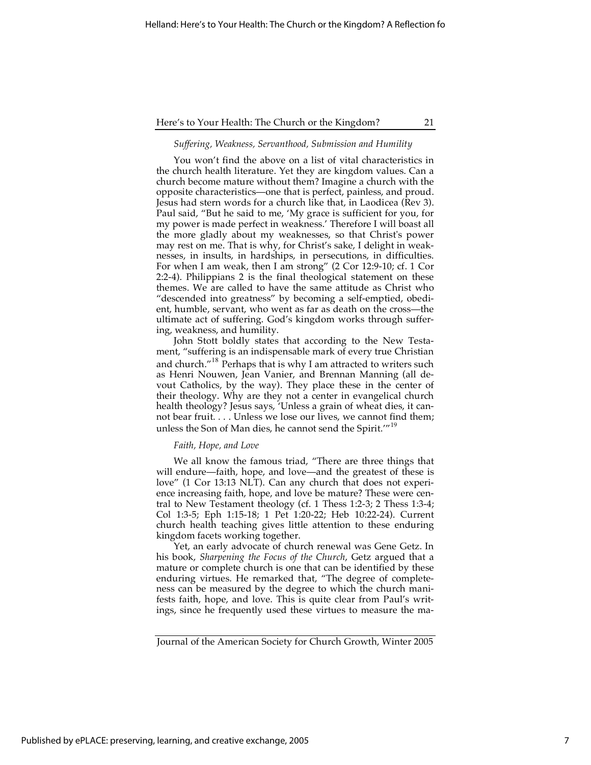*Suffering, Weakness, Servanthood, Submission and Humility*

You won't find the above on a list of vital characteristics in the church health literature. Yet they are kingdom values. Can a church become mature without them? Imagine a church with the opposite characteristics—one that is perfect, painless, and proud. Jesus had stern words for a church like that, in Laodicea (Rev 3). Paul said, "But he said to me, 'My grace is sufficient for you, for my power is made perfect in weakness.' Therefore I will boast all the more gladly about my weaknesses, so that Christ's power may rest on me. That is why, for Christ's sake, I delight in weaknesses, in insults, in hardships, in persecutions, in difficulties. For when I am weak, then I am strong" (2 Cor 12:9-10; cf. 1 Cor 2:2-4). Philippians 2 is the final theological statement on these themes. We are called to have the same attitude as Christ who "descended into greatness" by becoming a self-emptied, obedient, humble, servant, who went as far as death on the cross—the ultimate act of suffering. God's kingdom works through suffering, weakness, and humility.

John Stott boldly states that according to the New Testament, "suffering is an indispensable mark of every true Christian and church."[18] Perhaps that is why I am attracted to writers such as Henri Nouwen, Jean Vanier, and Brennan Manning (all devout Catholics, by the way). They place these in the center of their theology. Why are they not a center in evangelical church health theology? Jesus says, 'Unless a grain of wheat dies, it cannot bear fruit. . . . Unless we lose our lives, we cannot find them; unless the Son of Man dies, he cannot send the Spirit.'"[19]

*Faith, Hope, and Love*

We all know the famous triad, "There are three things that will endure—faith, hope, and love—and the greatest of these is love" (1 Cor 13:13 NLT). Can any church that does not experience increasing faith, hope, and love be mature? These were central to New Testament theology (cf. 1 Thess 1:2-3; 2 Thess 1:3-4; Col 1:3-5; Eph 1:15-18; 1 Pet 1:20-22; Heb 10:22-24). Current church health teaching gives little attention to these enduring kingdom facets working together.

Yet, an early advocate of church renewal was Gene Getz. In his book, *Sharpening the Focus of the Church*, Getz argued that a mature or complete church is one that can be identified by these enduring virtues. He remarked that, "The degree of completeness can be measured by the degree to which the church manifests faith, hope, and love. This is quite clear from Paul's writings, since he frequently used these virtues to measure the ma-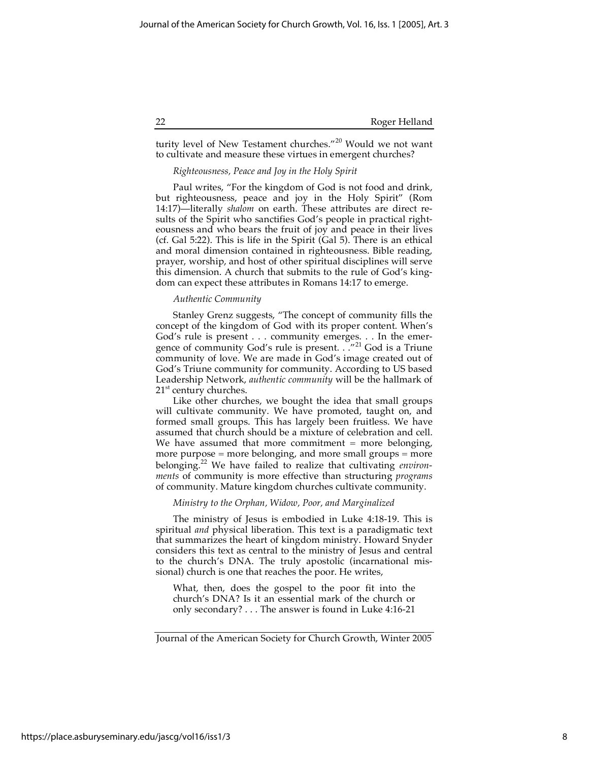turity level of New Testament churches."[20] Would we not want to cultivate and measure these virtues in emergent churches?

*Righteousness, Peace and Joy in the Holy Spirit*

Paul writes, "For the kingdom of God is not food and drink, but righteousness, peace and joy in the Holy Spirit" (Rom 14:17)—literally *shalom* on earth. These attributes are direct results of the Spirit who sanctifies God's people in practical righteousness and who bears the fruit of joy and peace in their lives (cf. Gal 5:22). This is life in the Spirit (Gal 5). There is an ethical and moral dimension contained in righteousness. Bible reading, prayer, worship, and host of other spiritual disciplines will serve this dimension. A church that submits to the rule of God's kingdom can expect these attributes in Romans 14:17 to emerge.

*Authentic Community*

Stanley Grenz suggests, "The concept of community fills the concept of the kingdom of God with its proper content. When's God's rule is present . . . community emerges. . . In the emergence of community God's rule is present. . ."[21] God is a Triune community of love. We are made in God's image created out of God's Triune community for community. According to US based Leadership Network, *authentic community* will be the hallmark of 21st century churches.

Like other churches, we bought the idea that small groups will cultivate community. We have promoted, taught on, and formed small groups. This has largely been fruitless. We have assumed that church should be a mixture of celebration and cell. We have assumed that more commitment = more belonging, more purpose = more belonging, and more small groups = more belonging.[22] We have failed to realize that cultivating *environments* of community is more effective than structuring *programs* of community. Mature kingdom churches cultivate community.

*Ministry to the Orphan, Widow, Poor, and Marginalized*

The ministry of Jesus is embodied in Luke 4:18-19. This is spiritual *and* physical liberation. This text is a paradigmatic text that summarizes the heart of kingdom ministry. Howard Snyder considers this text as central to the ministry of Jesus and central to the church's DNA. The truly apostolic (incarnational missional) church is one that reaches the poor. He writes,

> What, then, does the gospel to the poor fit into the church's DNA? Is it an essential mark of the church or only secondary? . . . The answer is found in Luke 4:16-21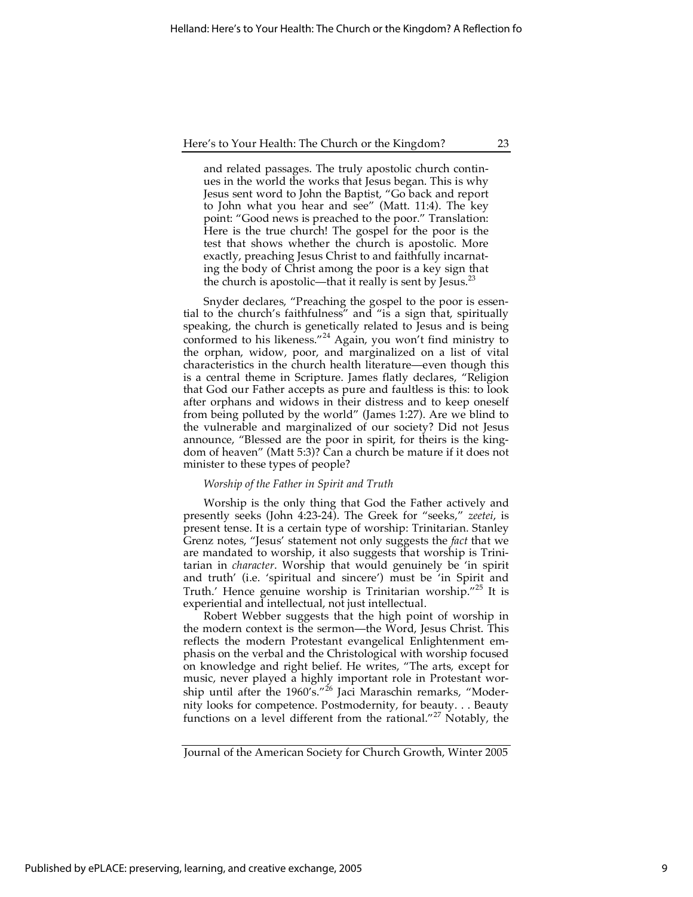and related passages. The truly apostolic church continues in the world the works that Jesus began. This is why Jesus sent word to John the Baptist, "Go back and report to John what you hear and see" (Matt. 11:4). The key point: "Good news is preached to the poor." Translation: Here is the true church! The gospel for the poor is the test that shows whether the church is apostolic. More exactly, preaching Jesus Christ to and faithfully incarnating the body of Christ among the poor is a key sign that the church is apostolic—that it really is sent by Jesus.[23]

Snyder declares, "Preaching the gospel to the poor is essential to the church's faithfulness" and "is a sign that, spiritually speaking, the church is genetically related to Jesus and is being conformed to his likeness."[24] Again, you won't find ministry to the orphan, widow, poor, and marginalized on a list of vital characteristics in the church health literature—even though this is a central theme in Scripture. James flatly declares, "Religion that God our Father accepts as pure and faultless is this: to look after orphans and widows in their distress and to keep oneself from being polluted by the world" (James 1:27). Are we blind to the vulnerable and marginalized of our society? Did not Jesus announce, "Blessed are the poor in spirit, for theirs is the kingdom of heaven" (Matt 5:3)? Can a church be mature if it does not minister to these types of people?

*Worship of the Father in Spirit and Truth*

Worship is the only thing that God the Father actively and presently seeks (John 4:23-24). The Greek for "seeks," *zeetei*, is present tense. It is a certain type of worship: Trinitarian. Stanley Grenz notes, "Jesus' statement not only suggests the *fact* that we are mandated to worship, it also suggests that worship is Trinitarian in *character*. Worship that would genuinely be 'in spirit and truth' (i.e. 'spiritual and sincere') must be 'in Spirit and Truth.' Hence genuine worship is Trinitarian worship."[25] It is experiential and intellectual, not just intellectual.

Robert Webber suggests that the high point of worship in the modern context is the sermon—the Word, Jesus Christ. This reflects the modern Protestant evangelical Enlightenment emphasis on the verbal and the Christological with worship focused on knowledge and right belief. He writes, "The arts, except for music, never played a highly important role in Protestant worship until after the 1960's."[26] Jaci Maraschin remarks, "Modernity looks for competence. Postmodernity, for beauty. . . Beauty functions on a level different from the rational."[27] Notably, the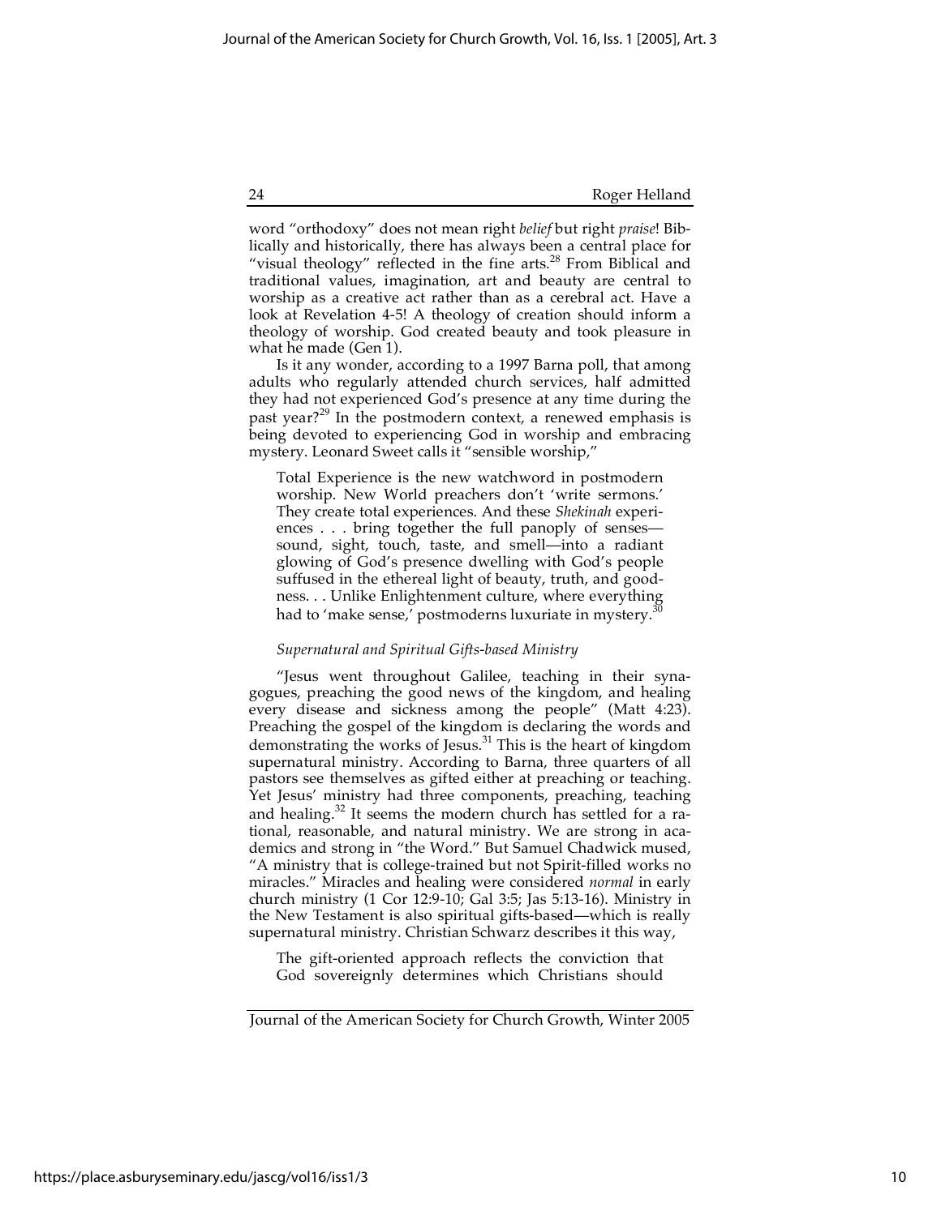word "orthodoxy" does not mean right *belief* but right *praise*! Biblically and historically, there has always been a central place for "visual theology" reflected in the fine arts.[28] From Biblical and traditional values, imagination, art and beauty are central to worship as a creative act rather than as a cerebral act. Have a look at Revelation 4-5! A theology of creation should inform a theology of worship. God created beauty and took pleasure in what he made (Gen 1).

Is it any wonder, according to a 1997 Barna poll, that among adults who regularly attended church services, half admitted they had not experienced God's presence at any time during the past year?[29] In the postmodern context, a renewed emphasis is being devoted to experiencing God in worship and embracing mystery. Leonard Sweet calls it "sensible worship,"

> Total Experience is the new watchword in postmodern worship. New World preachers don't 'write sermons.' They create total experiences. And these *Shekinah* experiences . . . bring together the full panoply of senses—sound, sight, touch, taste, and smell—into a radiant glowing of God's presence dwelling with God's people suffused in the ethereal light of beauty, truth, and goodness. . . Unlike Enlightenment culture, where everything had to 'make sense,' postmoderns luxuriate in mystery.[30]

*Supernatural and Spiritual Gifts-based Ministry*

"Jesus went throughout Galilee, teaching in their synagogues, preaching the good news of the kingdom, and healing every disease and sickness among the people" (Matt 4:23). Preaching the gospel of the kingdom is declaring the words and demonstrating the works of Jesus.[31] This is the heart of kingdom supernatural ministry. According to Barna, three quarters of all pastors see themselves as gifted either at preaching or teaching. Yet Jesus' ministry had three components, preaching, teaching and healing.[32] It seems the modern church has settled for a rational, reasonable, and natural ministry. We are strong in academics and strong in "the Word." But Samuel Chadwick mused, "A ministry that is college-trained but not Spirit-filled works no miracles." Miracles and healing were considered *normal* in early church ministry (1 Cor 12:9-10; Gal 3:5; Jas 5:13-16). Ministry in the New Testament is also spiritual gifts-based—which is really supernatural ministry. Christian Schwarz describes it this way,

> The gift-oriented approach reflects the conviction that God sovereignly determines which Christians should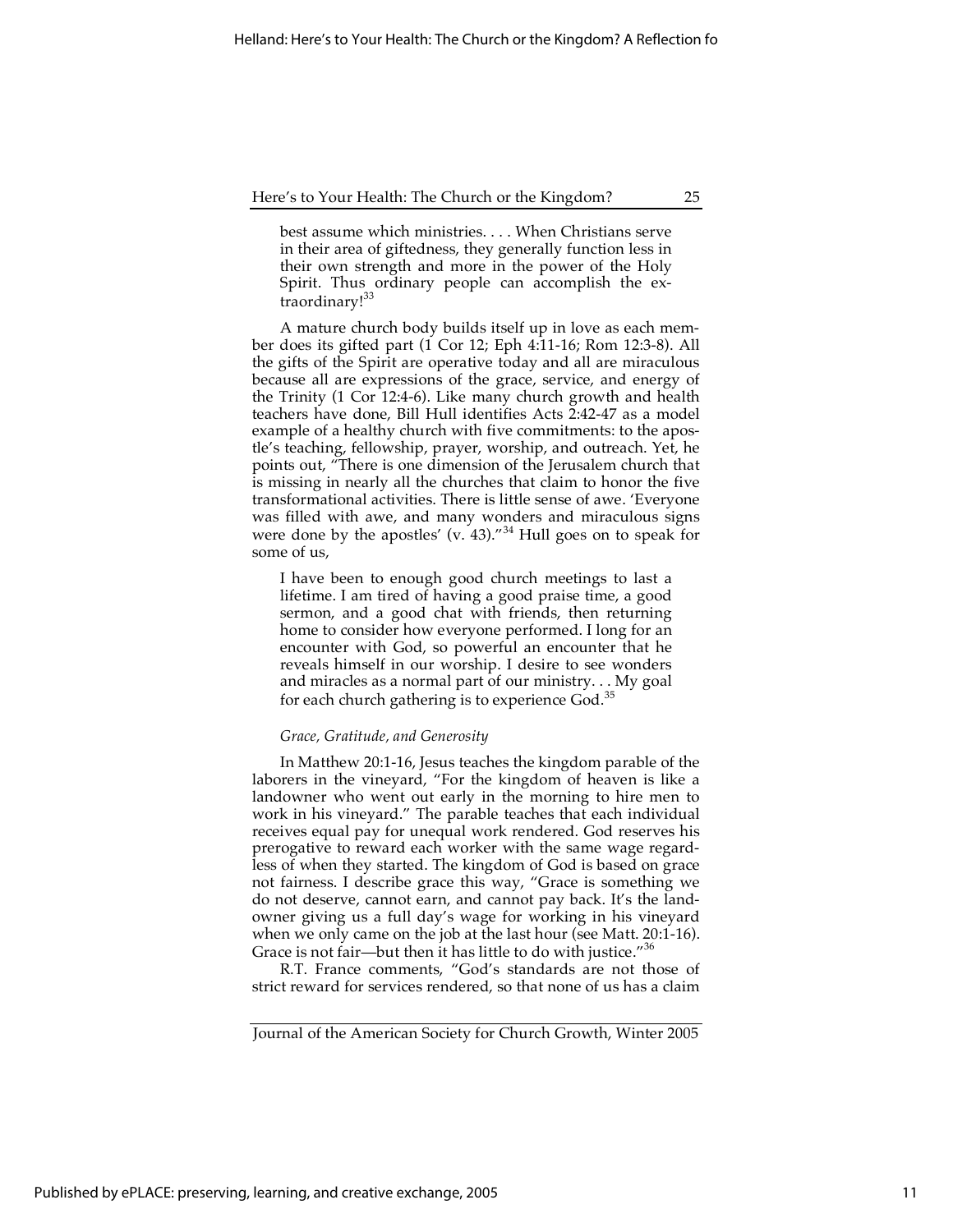best assume which ministries. . . . When Christians serve in their area of giftedness, they generally function less in their own strength and more in the power of the Holy Spirit. Thus ordinary people can accomplish the extraordinary![33]

A mature church body builds itself up in love as each member does its gifted part (1 Cor 12; Eph 4:11-16; Rom 12:3-8). All the gifts of the Spirit are operative today and all are miraculous because all are expressions of the grace, service, and energy of the Trinity (1 Cor 12:4-6). Like many church growth and health teachers have done, Bill Hull identifies Acts 2:42-47 as a model example of a healthy church with five commitments: to the apostle's teaching, fellowship, prayer, worship, and outreach. Yet, he points out, "There is one dimension of the Jerusalem church that is missing in nearly all the churches that claim to honor the five transformational activities. There is little sense of awe. 'Everyone was filled with awe, and many wonders and miraculous signs were done by the apostles' (v. 43)."[34] Hull goes on to speak for some of us,

> I have been to enough good church meetings to last a lifetime. I am tired of having a good praise time, a good sermon, and a good chat with friends, then returning home to consider how everyone performed. I long for an encounter with God, so powerful an encounter that he reveals himself in our worship. I desire to see wonders and miracles as a normal part of our ministry. . . My goal for each church gathering is to experience God.[35]

### *Grace, Gratitude, and Generosity*

In Matthew 20:1-16, Jesus teaches the kingdom parable of the laborers in the vineyard, "For the kingdom of heaven is like a landowner who went out early in the morning to hire men to work in his vineyard." The parable teaches that each individual receives equal pay for unequal work rendered. God reserves his prerogative to reward each worker with the same wage regardless of when they started. The kingdom of God is based on grace not fairness. I describe grace this way, "Grace is something we do not deserve, cannot earn, and cannot pay back. It's the landowner giving us a full day's wage for working in his vineyard when we only came on the job at the last hour (see Matt. 20:1-16). Grace is not fair—but then it has little to do with justice."[36]

R.T. France comments, "God's standards are not those of strict reward for services rendered, so that none of us has a claim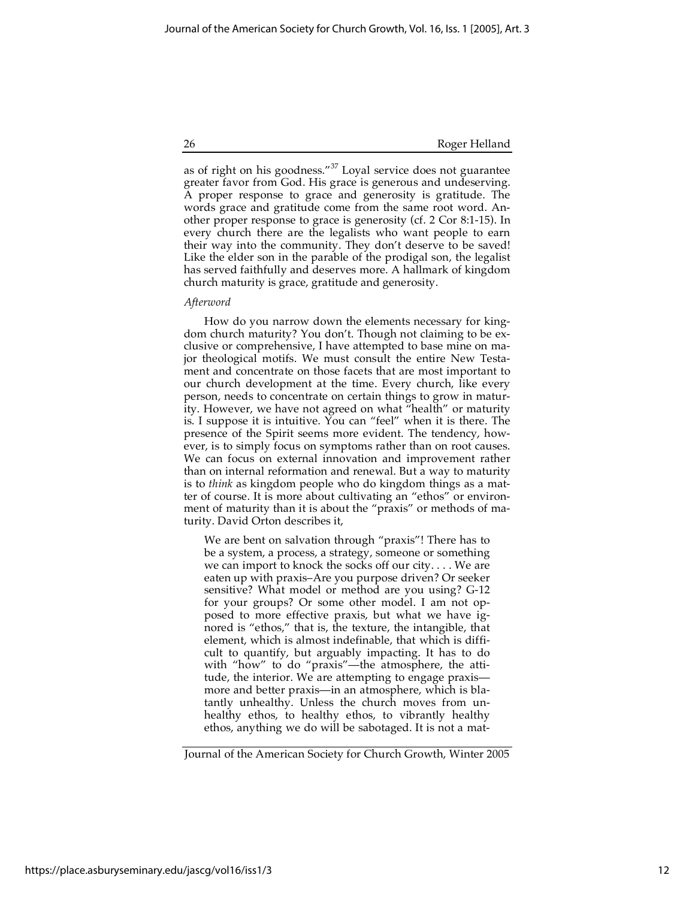as of right on his goodness."[37] Loyal service does not guarantee greater favor from God. His grace is generous and undeserving. A proper response to grace and generosity is gratitude. The words grace and gratitude come from the same root word. Another proper response to grace is generosity (cf. 2 Cor 8:1-15). In every church there are the legalists who want people to earn their way into the community. They don't deserve to be saved! Like the elder son in the parable of the prodigal son, the legalist has served faithfully and deserves more. A hallmark of kingdom church maturity is grace, gratitude and generosity.

*Afterword*

How do you narrow down the elements necessary for kingdom church maturity? You don't. Though not claiming to be exclusive or comprehensive, I have attempted to base mine on major theological motifs. We must consult the entire New Testament and concentrate on those facets that are most important to our church development at the time. Every church, like every person, needs to concentrate on certain things to grow in maturity. However, we have not agreed on what "health" or maturity is. I suppose it is intuitive. You can "feel" when it is there. The presence of the Spirit seems more evident. The tendency, however, is to simply focus on symptoms rather than on root causes. We can focus on external innovation and improvement rather than on internal reformation and renewal. But a way to maturity is to *think* as kingdom people who do kingdom things as a matter of course. It is more about cultivating an "ethos" or environment of maturity than it is about the "praxis" or methods of maturity. David Orton describes it,

> We are bent on salvation through "praxis"! There has to be a system, a process, a strategy, someone or something we can import to knock the socks off our city. . . . We are eaten up with praxis–Are you purpose driven? Or seeker sensitive? What model or method are you using? G-12 for your groups? Or some other model. I am not opposed to more effective praxis, but what we have ignored is "ethos," that is, the texture, the intangible, that element, which is almost indefinable, that which is difficult to quantify, but arguably impacting. It has to do with "how" to do "praxis"—the atmosphere, the attitude, the interior. We are attempting to engage praxis—more and better praxis—in an atmosphere, which is blatantly unhealthy. Unless the church moves from unhealthy ethos, to healthy ethos, to vibrantly healthy ethos, anything we do will be sabotaged. It is not a mat-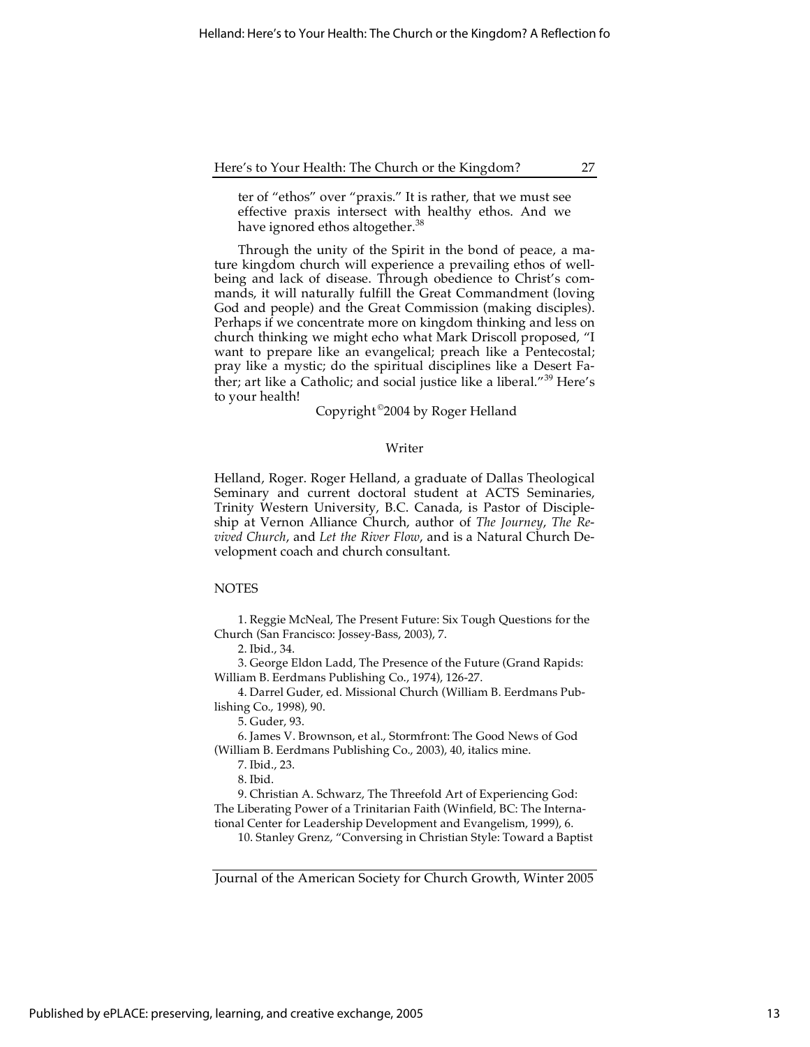ter of "ethos" over "praxis." It is rather, that we must see effective praxis intersect with healthy ethos. And we have ignored ethos altogether.[38]

Through the unity of the Spirit in the bond of peace, a mature kingdom church will experience a prevailing ethos of well-being and lack of disease. Through obedience to Christ's commands, it will naturally fulfill the Great Commandment (loving God and people) and the Great Commission (making disciples). Perhaps if we concentrate more on kingdom thinking and less on church thinking we might echo what Mark Driscoll proposed, "I want to prepare like an evangelical; preach like a Pentecostal; pray like a mystic; do the spiritual disciplines like a Desert Father; art like a Catholic; and social justice like a liberal."[39] Here's to your health!

Copyright ©2004 by Roger Helland

## Writer

Helland, Roger. Roger Helland, a graduate of Dallas Theological Seminary and current doctoral student at ACTS Seminaries, Trinity Western University, B.C. Canada, is Pastor of Discipleship at Vernon Alliance Church, author of *The Journey*, *The Revived Church*, and *Let the River Flow*, and is a Natural Church Development coach and church consultant.

## NOTES

1. Reggie McNeal, The Present Future: Six Tough Questions for the Church (San Francisco: Jossey-Bass, 2003), 7.

2. Ibid., 34.

3. George Eldon Ladd, The Presence of the Future (Grand Rapids: William B. Eerdmans Publishing Co., 1974), 126-27.

4. Darrel Guder, ed. Missional Church (William B. Eerdmans Publishing Co., 1998), 90.

5. Guder, 93.

6. James V. Brownson, et al., Stormfront: The Good News of God (William B. Eerdmans Publishing Co., 2003), 40, italics mine.

7. Ibid., 23.

8. Ibid.

9. Christian A. Schwarz, The Threefold Art of Experiencing God: The Liberating Power of a Trinitarian Faith (Winfield, BC: The International Center for Leadership Development and Evangelism, 1999), 6.

10. Stanley Grenz, "Conversing in Christian Style: Toward a Baptist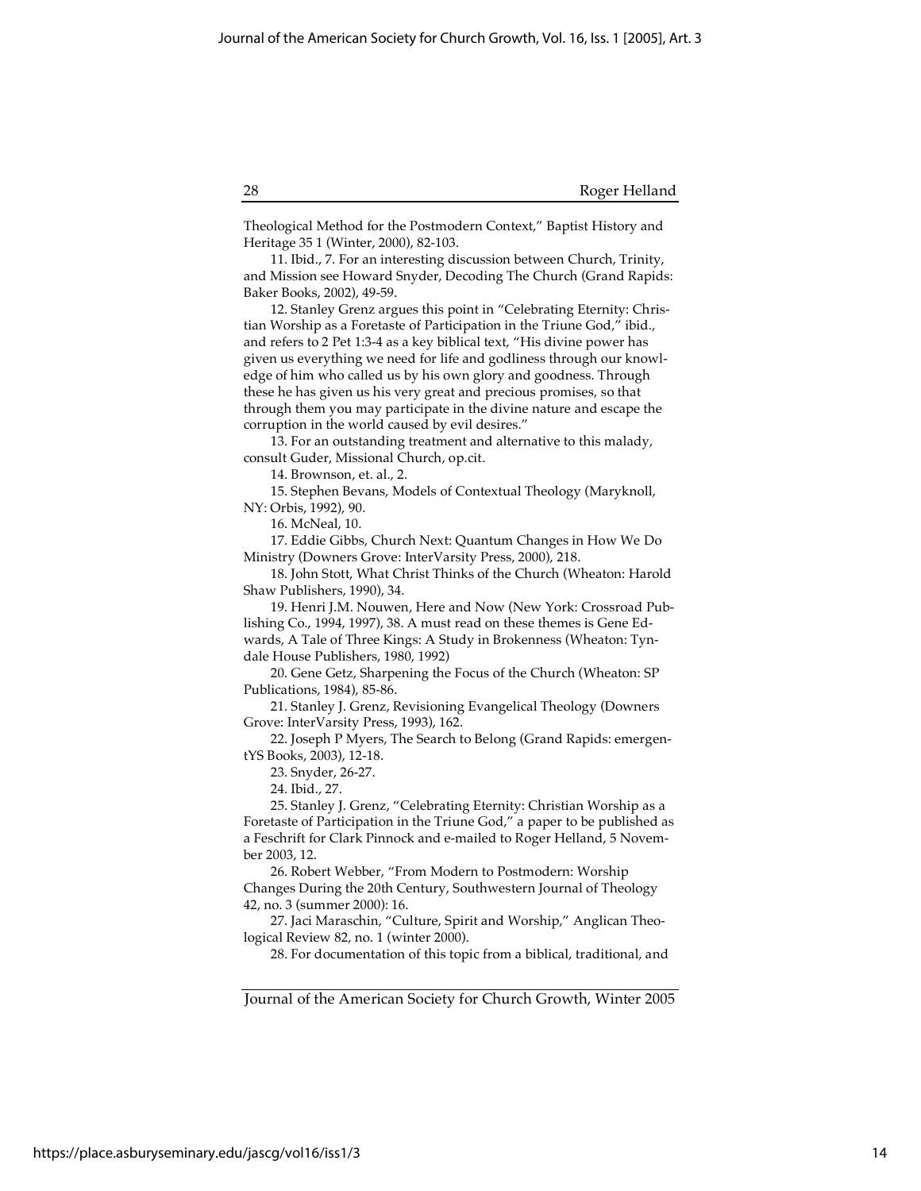Theological Method for the Postmodern Context," Baptist History and Heritage 35 1 (Winter, 2000), 82-103.

11. Ibid., 7. For an interesting discussion between Church, Trinity, and Mission see Howard Snyder, Decoding The Church (Grand Rapids: Baker Books, 2002), 49-59.

12. Stanley Grenz argues this point in "Celebrating Eternity: Christian Worship as a Foretaste of Participation in the Triune God," ibid., and refers to 2 Pet 1:3-4 as a key biblical text, "His divine power has given us everything we need for life and godliness through our knowledge of him who called us by his own glory and goodness. Through these he has given us his very great and precious promises, so that through them you may participate in the divine nature and escape the corruption in the world caused by evil desires."

13. For an outstanding treatment and alternative to this malady, consult Guder, Missional Church, op.cit.

14. Brownson, et. al., 2.

15. Stephen Bevans, Models of Contextual Theology (Maryknoll, NY: Orbis, 1992), 90.

16. McNeal, 10.

17. Eddie Gibbs, Church Next: Quantum Changes in How We Do Ministry (Downers Grove: InterVarsity Press, 2000), 218.

18. John Stott, What Christ Thinks of the Church (Wheaton: Harold Shaw Publishers, 1990), 34.

19. Henri J.M. Nouwen, Here and Now (New York: Crossroad Publishing Co., 1994, 1997), 38. A must read on these themes is Gene Edwards, A Tale of Three Kings: A Study in Brokenness (Wheaton: Tyndale House Publishers, 1980, 1992)

20. Gene Getz, Sharpening the Focus of the Church (Wheaton: SP Publications, 1984), 85-86.

21. Stanley J. Grenz, Revisioning Evangelical Theology (Downers Grove: InterVarsity Press, 1993), 162.

22. Joseph P Myers, The Search to Belong (Grand Rapids: emergentYS Books, 2003), 12-18.

23. Snyder, 26-27.

24. Ibid., 27.

25. Stanley J. Grenz, "Celebrating Eternity: Christian Worship as a Foretaste of Participation in the Triune God," a paper to be published as a Feschrift for Clark Pinnock and e-mailed to Roger Helland, 5 November 2003, 12.

26. Robert Webber, "From Modern to Postmodern: Worship Changes During the 20th Century, Southwestern Journal of Theology 42, no. 3 (summer 2000): 16.

27. Jaci Maraschin, "Culture, Spirit and Worship," Anglican Theological Review 82, no. 1 (winter 2000).

28. For documentation of this topic from a biblical, traditional, and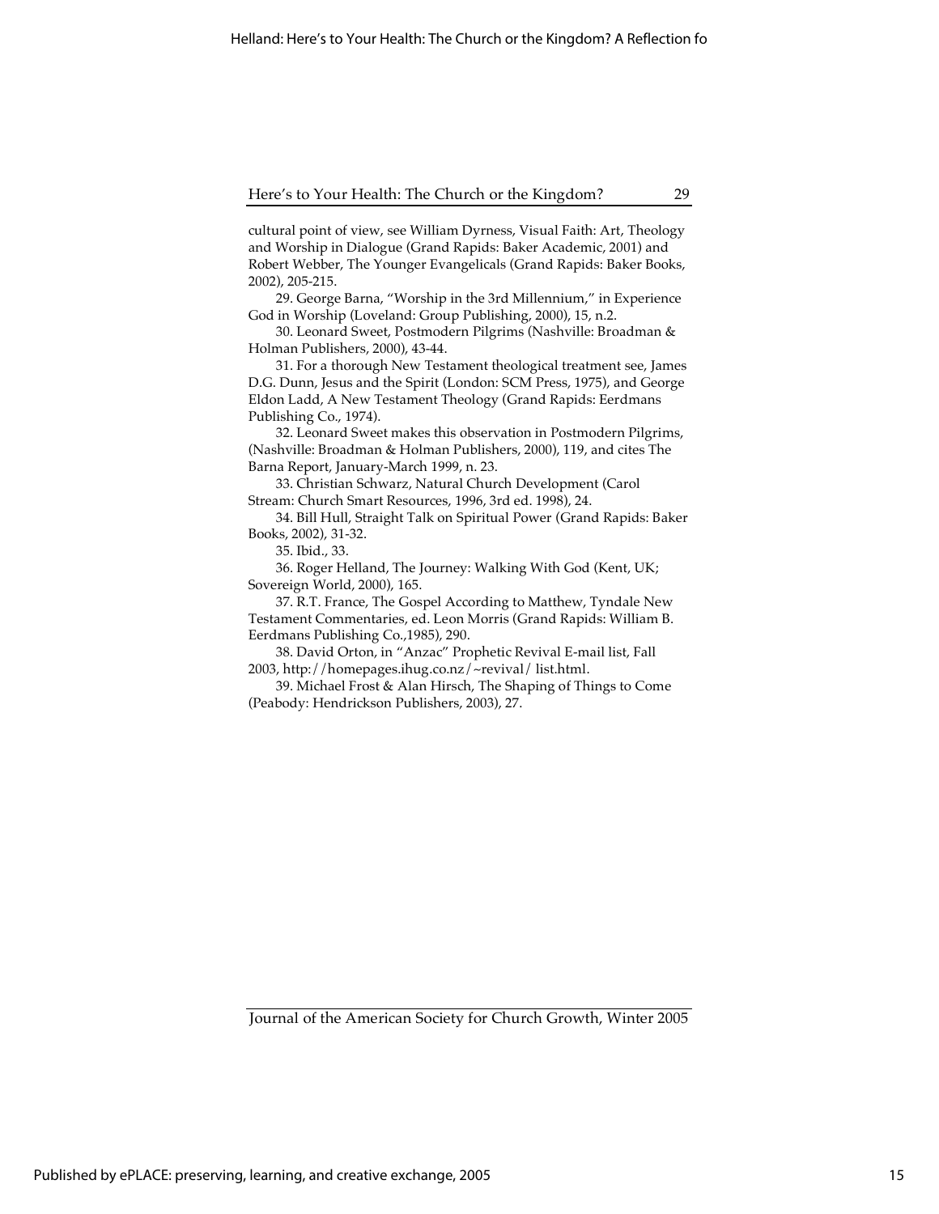cultural point of view, see William Dyrness, Visual Faith: Art, Theology and Worship in Dialogue (Grand Rapids: Baker Academic, 2001) and Robert Webber, The Younger Evangelicals (Grand Rapids: Baker Books, 2002), 205-215.

29. George Barna, "Worship in the 3rd Millennium," in Experience God in Worship (Loveland: Group Publishing, 2000), 15, n.2.

30. Leonard Sweet, Postmodern Pilgrims (Nashville: Broadman & Holman Publishers, 2000), 43-44.

31. For a thorough New Testament theological treatment see, James D.G. Dunn, Jesus and the Spirit (London: SCM Press, 1975), and George Eldon Ladd, A New Testament Theology (Grand Rapids: Eerdmans Publishing Co., 1974).

32. Leonard Sweet makes this observation in Postmodern Pilgrims, (Nashville: Broadman & Holman Publishers, 2000), 119, and cites The Barna Report, January-March 1999, n. 23.

33. Christian Schwarz, Natural Church Development (Carol Stream: Church Smart Resources, 1996, 3rd ed. 1998), 24.

34. Bill Hull, Straight Talk on Spiritual Power (Grand Rapids: Baker Books, 2002), 31-32.

35. Ibid., 33.

36. Roger Helland, The Journey: Walking With God (Kent, UK; Sovereign World, 2000), 165.

37. R.T. France, The Gospel According to Matthew, Tyndale New Testament Commentaries, ed. Leon Morris (Grand Rapids: William B. Eerdmans Publishing Co.,1985), 290.

38. David Orton, in "Anzac" Prophetic Revival E-mail list, Fall 2003, http://homepages.ihug.co.nz/~revival/ list.html.

39. Michael Frost & Alan Hirsch, The Shaping of Things to Come (Peabody: Hendrickson Publishers, 2003), 27.